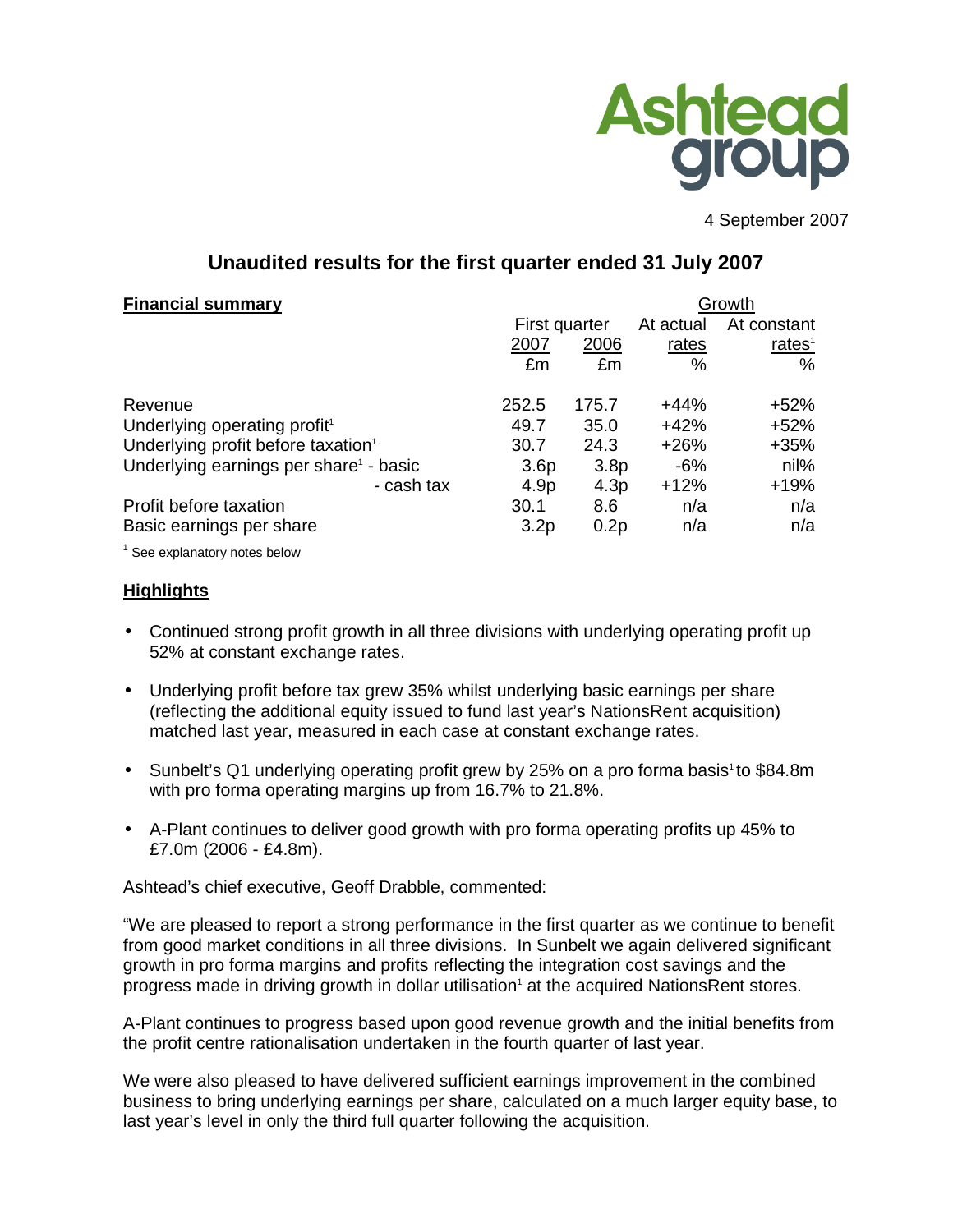Ashtead group

4 September 2007

## Unaudited results for the first quarter ended 31 July 2007

| **Financial summary** | First quarter | | Growth | |
|---|---|---|---|---|
| | 2007 | 2006 | At actual rates | At constant rates[1] |
| | £m | £m | % | % |
| Revenue | 252.5 | 175.7 | +44% | +52% |
| Underlying operating profit[1] | 49.7 | 35.0 | +42% | +52% |
| Underlying profit before taxation[1] | 30.7 | 24.3 | +26% | +35% |
| Underlying earnings per share[1] - basic | 3.6p | 3.8p | -6% | nil% |
| - cash tax | 4.9p | 4.3p | +12% | +19% |
| Profit before taxation | 30.1 | 8.6 | n/a | n/a |
| Basic earnings per share | 3.2p | 0.2p | n/a | n/a |

[1] See explanatory notes below

### Highlights

- Continued strong profit growth in all three divisions with underlying operating profit up 52% at constant exchange rates.
- Underlying profit before tax grew 35% whilst underlying basic earnings per share (reflecting the additional equity issued to fund last year's NationsRent acquisition) matched last year, measured in each case at constant exchange rates.
- Sunbelt's Q1 underlying operating profit grew by 25% on a pro forma basis[1] to $84.8m with pro forma operating margins up from 16.7% to 21.8%.
- A-Plant continues to deliver good growth with pro forma operating profits up 45% to £7.0m (2006 - £4.8m).

Ashtead's chief executive, Geoff Drabble, commented:

"We are pleased to report a strong performance in the first quarter as we continue to benefit from good market conditions in all three divisions. In Sunbelt we again delivered significant growth in pro forma margins and profits reflecting the integration cost savings and the progress made in driving growth in dollar utilisation[1] at the acquired NationsRent stores.

A-Plant continues to progress based upon good revenue growth and the initial benefits from the profit centre rationalisation undertaken in the fourth quarter of last year.

We were also pleased to have delivered sufficient earnings improvement in the combined business to bring underlying earnings per share, calculated on a much larger equity base, to last year's level in only the third full quarter following the acquisition.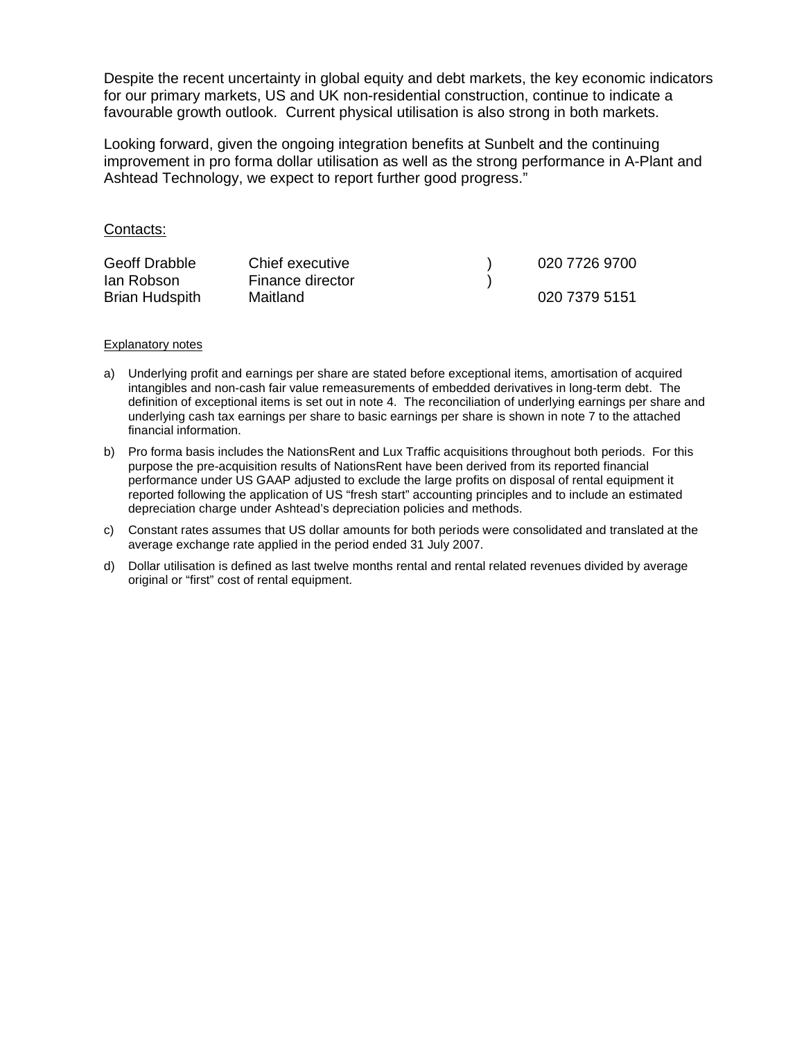Despite the recent uncertainty in global equity and debt markets, the key economic indicators for our primary markets, US and UK non-residential construction, continue to indicate a favourable growth outlook. Current physical utilisation is also strong in both markets.

Looking forward, given the ongoing integration benefits at Sunbelt and the continuing improvement in pro forma dollar utilisation as well as the strong performance in A-Plant and Ashtead Technology, we expect to report further good progress."

Contacts:

| | | | |
|---|---|---|---|
| Geoff Drabble | Chief executive | ) | 020 7726 9700 |
| Ian Robson | Finance director | ) | |
| Brian Hudspith | Maitland | | 020 7379 5151 |

Explanatory notes

a) Underlying profit and earnings per share are stated before exceptional items, amortisation of acquired intangibles and non-cash fair value remeasurements of embedded derivatives in long-term debt. The definition of exceptional items is set out in note 4. The reconciliation of underlying earnings per share and underlying cash tax earnings per share to basic earnings per share is shown in note 7 to the attached financial information.

b) Pro forma basis includes the NationsRent and Lux Traffic acquisitions throughout both periods. For this purpose the pre-acquisition results of NationsRent have been derived from its reported financial performance under US GAAP adjusted to exclude the large profits on disposal of rental equipment it reported following the application of US "fresh start" accounting principles and to include an estimated depreciation charge under Ashtead's depreciation policies and methods.

c) Constant rates assumes that US dollar amounts for both periods were consolidated and translated at the average exchange rate applied in the period ended 31 July 2007.

d) Dollar utilisation is defined as last twelve months rental and rental related revenues divided by average original or "first" cost of rental equipment.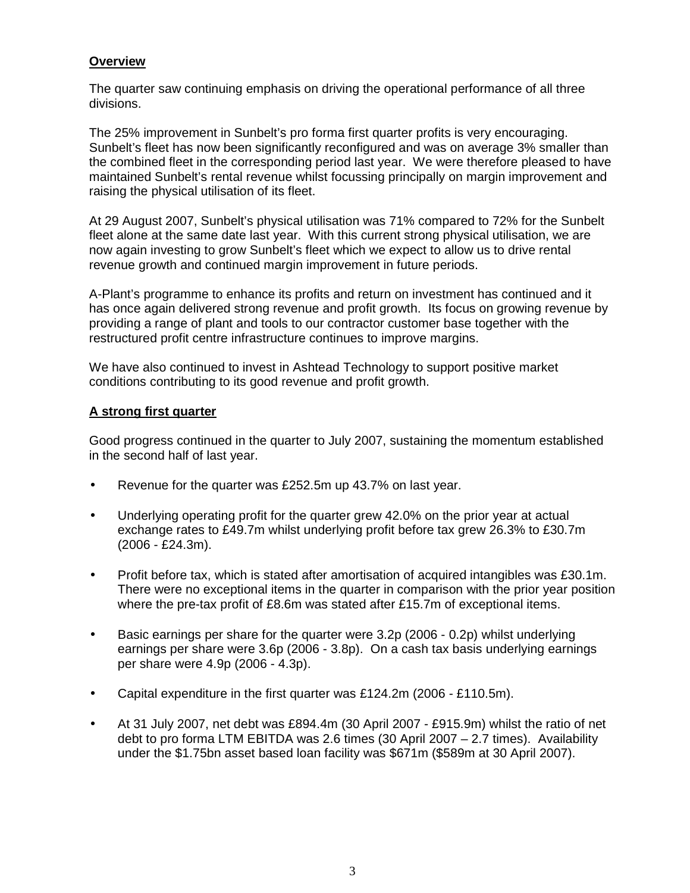## Overview

The quarter saw continuing emphasis on driving the operational performance of all three divisions.

The 25% improvement in Sunbelt's pro forma first quarter profits is very encouraging. Sunbelt's fleet has now been significantly reconfigured and was on average 3% smaller than the combined fleet in the corresponding period last year. We were therefore pleased to have maintained Sunbelt's rental revenue whilst focussing principally on margin improvement and raising the physical utilisation of its fleet.

At 29 August 2007, Sunbelt's physical utilisation was 71% compared to 72% for the Sunbelt fleet alone at the same date last year. With this current strong physical utilisation, we are now again investing to grow Sunbelt's fleet which we expect to allow us to drive rental revenue growth and continued margin improvement in future periods.

A-Plant's programme to enhance its profits and return on investment has continued and it has once again delivered strong revenue and profit growth. Its focus on growing revenue by providing a range of plant and tools to our contractor customer base together with the restructured profit centre infrastructure continues to improve margins.

We have also continued to invest in Ashtead Technology to support positive market conditions contributing to its good revenue and profit growth.

## A strong first quarter

Good progress continued in the quarter to July 2007, sustaining the momentum established in the second half of last year.

- Revenue for the quarter was £252.5m up 43.7% on last year.
- Underlying operating profit for the quarter grew 42.0% on the prior year at actual exchange rates to £49.7m whilst underlying profit before tax grew 26.3% to £30.7m (2006 - £24.3m).
- Profit before tax, which is stated after amortisation of acquired intangibles was £30.1m. There were no exceptional items in the quarter in comparison with the prior year position where the pre-tax profit of £8.6m was stated after £15.7m of exceptional items.
- Basic earnings per share for the quarter were 3.2p (2006 - 0.2p) whilst underlying earnings per share were 3.6p (2006 - 3.8p). On a cash tax basis underlying earnings per share were 4.9p (2006 - 4.3p).
- Capital expenditure in the first quarter was £124.2m (2006 - £110.5m).
- At 31 July 2007, net debt was £894.4m (30 April 2007 - £915.9m) whilst the ratio of net debt to pro forma LTM EBITDA was 2.6 times (30 April 2007 – 2.7 times). Availability under the $1.75bn asset based loan facility was $671m ($589m at 30 April 2007).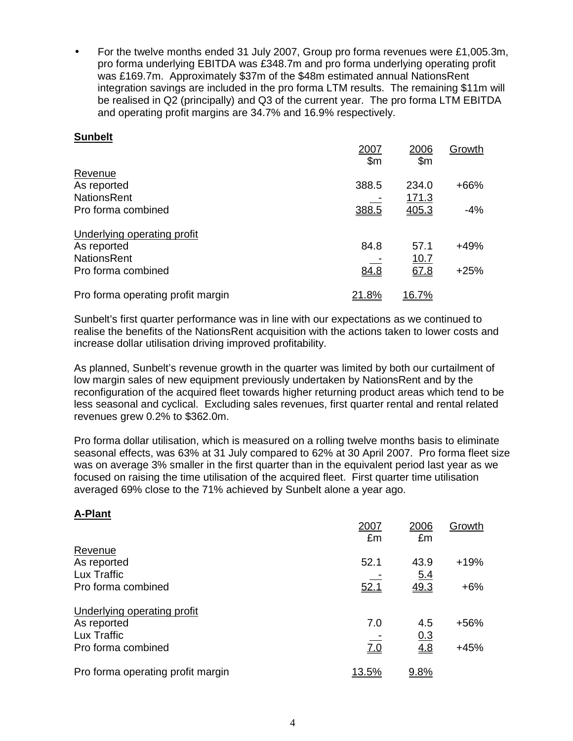- For the twelve months ended 31 July 2007, Group pro forma revenues were £1,005.3m, pro forma underlying EBITDA was £348.7m and pro forma underlying operating profit was £169.7m. Approximately $37m of the $48m estimated annual NationsRent integration savings are included in the pro forma LTM results. The remaining $11m will be realised in Q2 (principally) and Q3 of the current year. The pro forma LTM EBITDA and operating profit margins are 34.7% and 16.9% respectively.

**Sunbelt**

| | 2007<br>$m | 2006<br>$m | Growth |
|---|---|---|---|
| Revenue | | | |
| As reported | 388.5 | 234.0 | +66% |
| NationsRent | - | 171.3 | |
| Pro forma combined | 388.5 | 405.3 | -4% |
| | | | |
| Underlying operating profit | | | |
| As reported | 84.8 | 57.1 | +49% |
| NationsRent | - | 10.7 | |
| Pro forma combined | 84.8 | 67.8 | +25% |
| | | | |
| Pro forma operating profit margin | 21.8% | 16.7% | |

Sunbelt's first quarter performance was in line with our expectations as we continued to realise the benefits of the NationsRent acquisition with the actions taken to lower costs and increase dollar utilisation driving improved profitability.

As planned, Sunbelt's revenue growth in the quarter was limited by both our curtailment of low margin sales of new equipment previously undertaken by NationsRent and by the reconfiguration of the acquired fleet towards higher returning product areas which tend to be less seasonal and cyclical. Excluding sales revenues, first quarter rental and rental related revenues grew 0.2% to $362.0m.

Pro forma dollar utilisation, which is measured on a rolling twelve months basis to eliminate seasonal effects, was 63% at 31 July compared to 62% at 30 April 2007. Pro forma fleet size was on average 3% smaller in the first quarter than in the equivalent period last year as we focused on raising the time utilisation of the acquired fleet. First quarter time utilisation averaged 69% close to the 71% achieved by Sunbelt alone a year ago.

**A-Plant**

| | 2007<br>£m | 2006<br>£m | Growth |
|---|---|---|---|
| Revenue | | | |
| As reported | 52.1 | 43.9 | +19% |
| Lux Traffic | - | 5.4 | |
| Pro forma combined | 52.1 | 49.3 | +6% |
| | | | |
| Underlying operating profit | | | |
| As reported | 7.0 | 4.5 | +56% |
| Lux Traffic | - | 0.3 | |
| Pro forma combined | 7.0 | 4.8 | +45% |
| | | | |
| Pro forma operating profit margin | 13.5% | 9.8% | |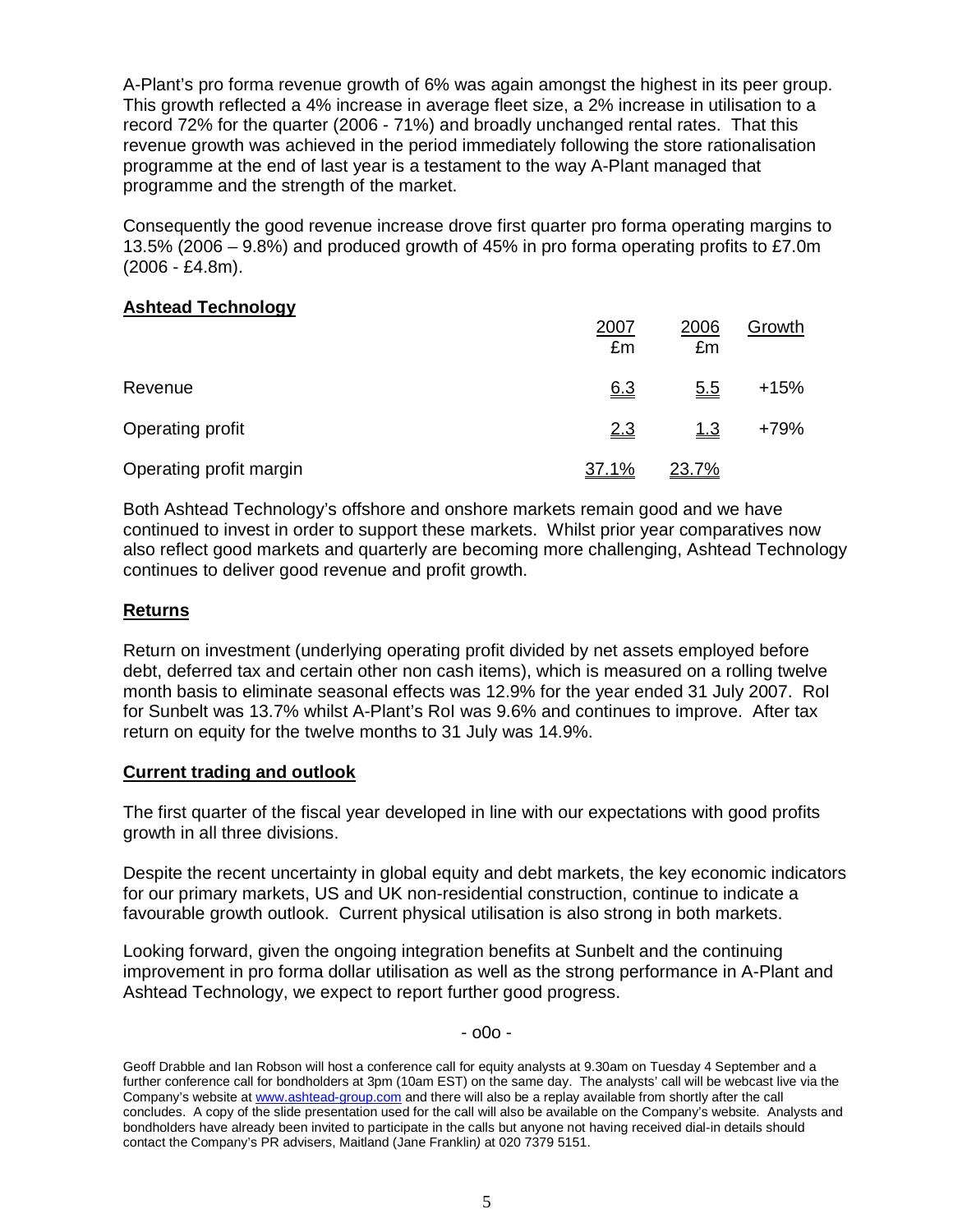A-Plant's pro forma revenue growth of 6% was again amongst the highest in its peer group. This growth reflected a 4% increase in average fleet size, a 2% increase in utilisation to a record 72% for the quarter (2006 - 71%) and broadly unchanged rental rates. That this revenue growth was achieved in the period immediately following the store rationalisation programme at the end of last year is a testament to the way A-Plant managed that programme and the strength of the market.

Consequently the good revenue increase drove first quarter pro forma operating margins to 13.5% (2006 – 9.8%) and produced growth of 45% in pro forma operating profits to £7.0m (2006 - £4.8m).

## Ashtead Technology

| | 2007 £m | 2006 £m | Growth |
|---|---|---|---|
| Revenue | 6.3 | 5.5 | +15% |
| Operating profit | 2.3 | 1.3 | +79% |
| Operating profit margin | 37.1% | 23.7% | |

Both Ashtead Technology's offshore and onshore markets remain good and we have continued to invest in order to support these markets. Whilst prior year comparatives now also reflect good markets and quarterly are becoming more challenging, Ashtead Technology continues to deliver good revenue and profit growth.

## Returns

Return on investment (underlying operating profit divided by net assets employed before debt, deferred tax and certain other non cash items), which is measured on a rolling twelve month basis to eliminate seasonal effects was 12.9% for the year ended 31 July 2007. RoI for Sunbelt was 13.7% whilst A-Plant's RoI was 9.6% and continues to improve. After tax return on equity for the twelve months to 31 July was 14.9%.

## Current trading and outlook

The first quarter of the fiscal year developed in line with our expectations with good profits growth in all three divisions.

Despite the recent uncertainty in global equity and debt markets, the key economic indicators for our primary markets, US and UK non-residential construction, continue to indicate a favourable growth outlook. Current physical utilisation is also strong in both markets.

Looking forward, given the ongoing integration benefits at Sunbelt and the continuing improvement in pro forma dollar utilisation as well as the strong performance in A-Plant and Ashtead Technology, we expect to report further good progress.

- o0o -

Geoff Drabble and Ian Robson will host a conference call for equity analysts at 9.30am on Tuesday 4 September and a further conference call for bondholders at 3pm (10am EST) on the same day. The analysts' call will be webcast live via the Company's website at www.ashtead-group.com and there will also be a replay available from shortly after the call concludes. A copy of the slide presentation used for the call will also be available on the Company's website. Analysts and bondholders have already been invited to participate in the calls but anyone not having received dial-in details should contact the Company's PR advisers, Maitland (Jane Franklin) at 020 7379 5151.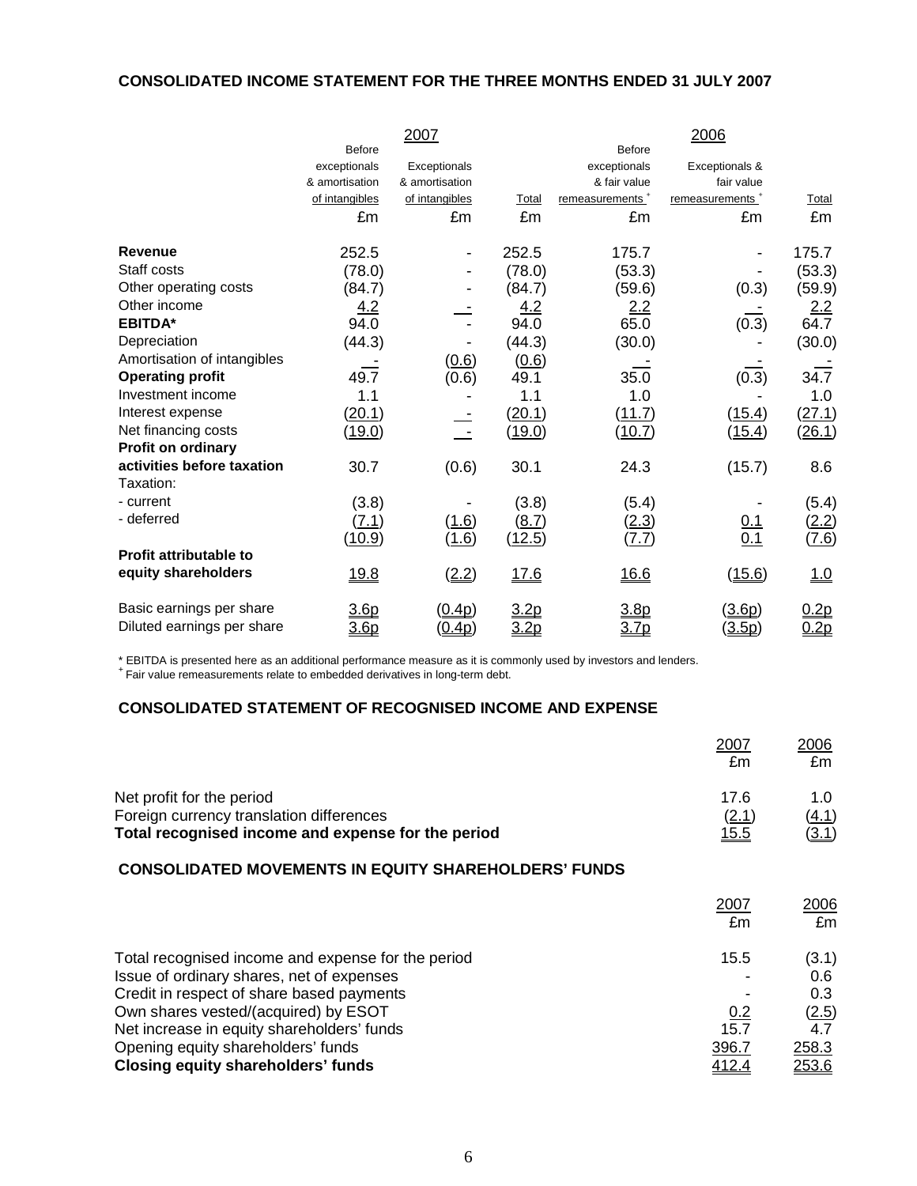## CONSOLIDATED INCOME STATEMENT FOR THE THREE MONTHS ENDED 31 JULY 2007

| | 2007 | | | 2006 | | |
|---|---|---|---|---|---|---|
| | Before exceptionals & amortisation of intangibles | Exceptionals & amortisation of intangibles | Total | Before exceptionals & fair value remeasurements + | Exceptionals & fair value remeasurements + | Total |
| | £m | £m | £m | £m | £m | £m |
| **Revenue** | 252.5 | - | 252.5 | 175.7 | - | 175.7 |
| Staff costs | (78.0) | - | (78.0) | (53.3) | - | (53.3) |
| Other operating costs | (84.7) | - | (84.7) | (59.6) | (0.3) | (59.9) |
| Other income | 4.2 | - | 4.2 | 2.2 | - | 2.2 |
| **EBITDA*** | 94.0 | - | 94.0 | 65.0 | (0.3) | 64.7 |
| Depreciation | (44.3) | - | (44.3) | (30.0) | - | (30.0) |
| Amortisation of intangibles | - | (0.6) | (0.6) | - | - | - |
| **Operating profit** | 49.7 | (0.6) | 49.1 | 35.0 | (0.3) | 34.7 |
| Investment income | 1.1 | - | 1.1 | 1.0 | - | 1.0 |
| Interest expense | (20.1) | - | (20.1) | (11.7) | (15.4) | (27.1) |
| Net financing costs | (19.0) | - | (19.0) | (10.7) | (15.4) | (26.1) |
| **Profit on ordinary activities before taxation** | 30.7 | (0.6) | 30.1 | 24.3 | (15.7) | 8.6 |
| Taxation: | | | | | | |
| - current | (3.8) | - | (3.8) | (5.4) | - | (5.4) |
| - deferred | (7.1) | (1.6) | (8.7) | (2.3) | 0.1 | (2.2) |
| | (10.9) | (1.6) | (12.5) | (7.7) | 0.1 | (7.6) |
| **Profit attributable to equity shareholders** | 19.8 | (2.2) | 17.6 | 16.6 | (15.6) | 1.0 |
| Basic earnings per share | 3.6p | (0.4p) | 3.2p | 3.8p | (3.6p) | 0.2p |
| Diluted earnings per share | 3.6p | (0.4p) | 3.2p | 3.7p | (3.5p) | 0.2p |

* EBITDA is presented here as an additional performance measure as it is commonly used by investors and lenders.
+ Fair value remeasurements relate to embedded derivatives in long-term debt.

## CONSOLIDATED STATEMENT OF RECOGNISED INCOME AND EXPENSE

| | 2007 | 2006 |
|---|---|---|
| | £m | £m |
| Net profit for the period | 17.6 | 1.0 |
| Foreign currency translation differences | (2.1) | (4.1) |
| **Total recognised income and expense for the period** | 15.5 | (3.1) |

## CONSOLIDATED MOVEMENTS IN EQUITY SHAREHOLDERS' FUNDS

| | 2007 | 2006 |
|---|---|---|
| | £m | £m |
| Total recognised income and expense for the period | 15.5 | (3.1) |
| Issue of ordinary shares, net of expenses | - | 0.6 |
| Credit in respect of share based payments | - | 0.3 |
| Own shares vested/(acquired) by ESOT | 0.2 | (2.5) |
| Net increase in equity shareholders' funds | 15.7 | 4.7 |
| Opening equity shareholders' funds | 396.7 | 258.3 |
| **Closing equity shareholders' funds** | 412.4 | 253.6 |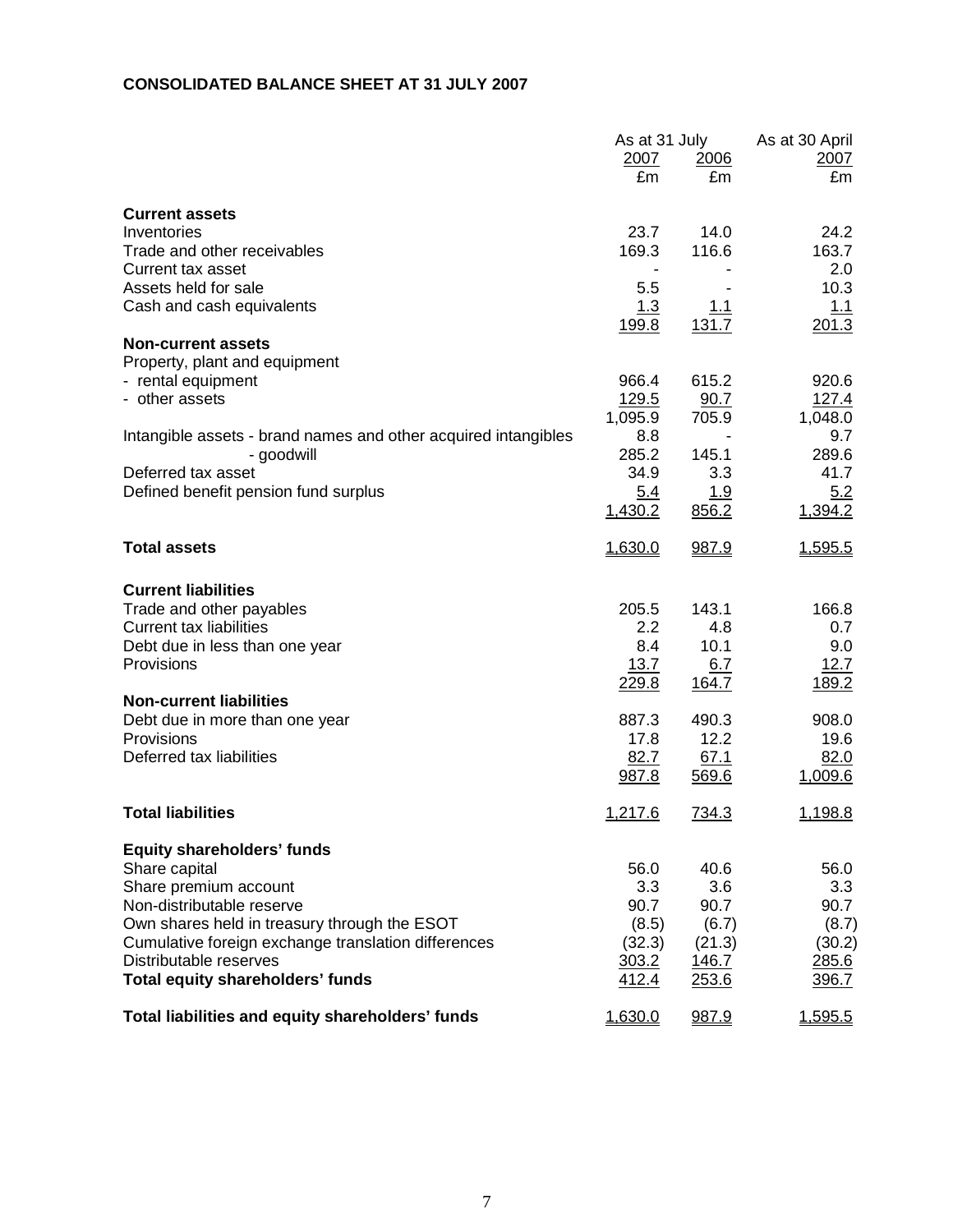**CONSOLIDATED BALANCE SHEET AT 31 JULY 2007**

| | As at 31 July | | As at 30 April |
|---|---|---|---|
| | 2007 | 2006 | 2007 |
| | £m | £m | £m |
| **Current assets** | | | |
| Inventories | 23.7 | 14.0 | 24.2 |
| Trade and other receivables | 169.3 | 116.6 | 163.7 |
| Current tax asset | - | - | 2.0 |
| Assets held for sale | 5.5 | - | 10.3 |
| Cash and cash equivalents | 1.3 | 1.1 | 1.1 |
| | 199.8 | 131.7 | 201.3 |
| **Non-current assets** | | | |
| Property, plant and equipment | | | |
| - rental equipment | 966.4 | 615.2 | 920.6 |
| - other assets | 129.5 | 90.7 | 127.4 |
| | 1,095.9 | 705.9 | 1,048.0 |
| Intangible assets - brand names and other acquired intangibles | 8.8 | - | 9.7 |
| - goodwill | 285.2 | 145.1 | 289.6 |
| Deferred tax asset | 34.9 | 3.3 | 41.7 |
| Defined benefit pension fund surplus | 5.4 | 1.9 | 5.2 |
| | 1,430.2 | 856.2 | 1,394.2 |
| **Total assets** | 1,630.0 | 987.9 | 1,595.5 |
| **Current liabilities** | | | |
| Trade and other payables | 205.5 | 143.1 | 166.8 |
| Current tax liabilities | 2.2 | 4.8 | 0.7 |
| Debt due in less than one year | 8.4 | 10.1 | 9.0 |
| Provisions | 13.7 | 6.7 | 12.7 |
| | 229.8 | 164.7 | 189.2 |
| **Non-current liabilities** | | | |
| Debt due in more than one year | 887.3 | 490.3 | 908.0 |
| Provisions | 17.8 | 12.2 | 19.6 |
| Deferred tax liabilities | 82.7 | 67.1 | 82.0 |
| | 987.8 | 569.6 | 1,009.6 |
| **Total liabilities** | 1,217.6 | 734.3 | 1,198.8 |
| **Equity shareholders' funds** | | | |
| Share capital | 56.0 | 40.6 | 56.0 |
| Share premium account | 3.3 | 3.6 | 3.3 |
| Non-distributable reserve | 90.7 | 90.7 | 90.7 |
| Own shares held in treasury through the ESOT | (8.5) | (6.7) | (8.7) |
| Cumulative foreign exchange translation differences | (32.3) | (21.3) | (30.2) |
| Distributable reserves | 303.2 | 146.7 | 285.6 |
| **Total equity shareholders' funds** | 412.4 | 253.6 | 396.7 |
| **Total liabilities and equity shareholders' funds** | 1,630.0 | 987.9 | 1,595.5 |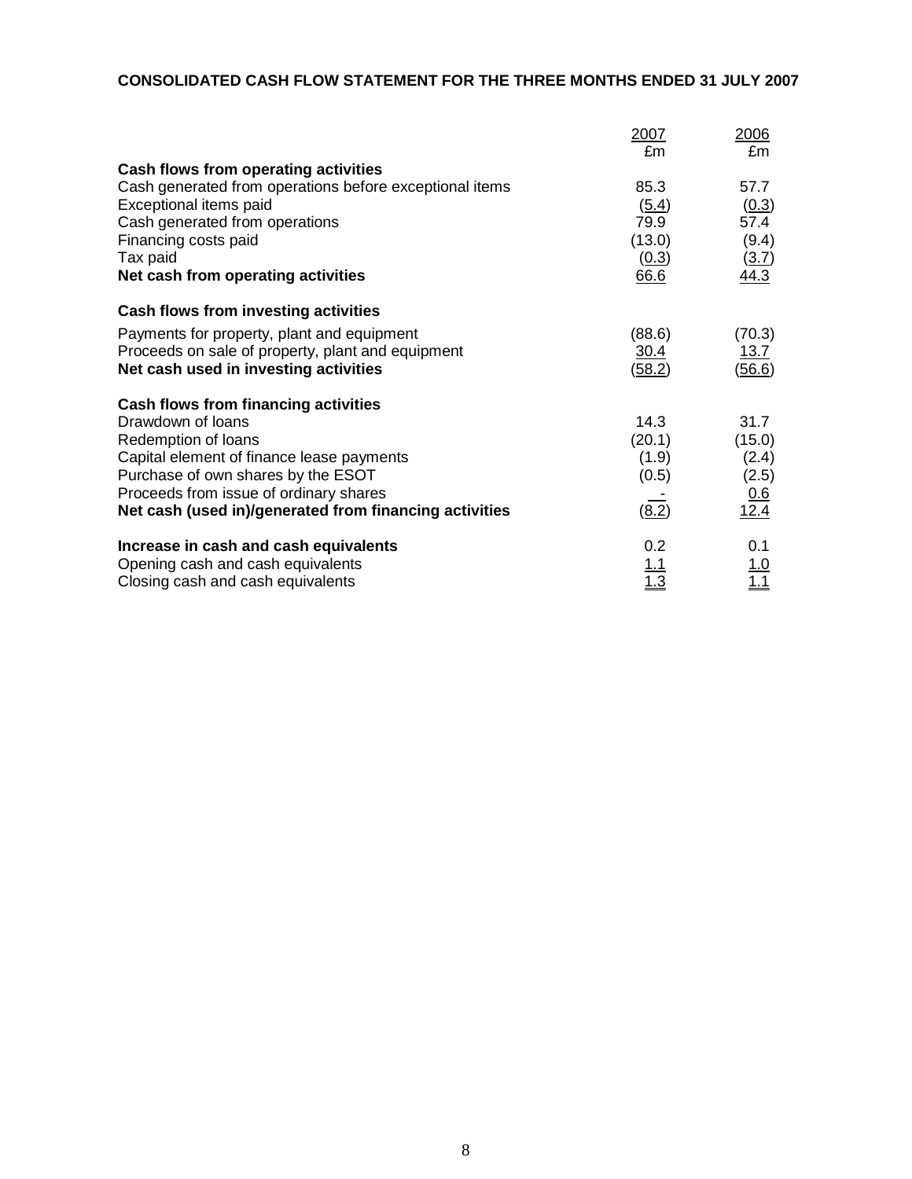**CONSOLIDATED CASH FLOW STATEMENT FOR THE THREE MONTHS ENDED 31 JULY 2007**

| | 2007 £m | 2006 £m |
|---|---|---|
| **Cash flows from operating activities** | | |
| Cash generated from operations before exceptional items | 85.3 | 57.7 |
| Exceptional items paid | (5.4) | (0.3) |
| Cash generated from operations | 79.9 | 57.4 |
| Financing costs paid | (13.0) | (9.4) |
| Tax paid | (0.3) | (3.7) |
| **Net cash from operating activities** | 66.6 | 44.3 |
| **Cash flows from investing activities** | | |
| Payments for property, plant and equipment | (88.6) | (70.3) |
| Proceeds on sale of property, plant and equipment | 30.4 | 13.7 |
| **Net cash used in investing activities** | (58.2) | (56.6) |
| **Cash flows from financing activities** | | |
| Drawdown of loans | 14.3 | 31.7 |
| Redemption of loans | (20.1) | (15.0) |
| Capital element of finance lease payments | (1.9) | (2.4) |
| Purchase of own shares by the ESOT | (0.5) | (2.5) |
| Proceeds from issue of ordinary shares | - | 0.6 |
| **Net cash (used in)/generated from financing activities** | (8.2) | 12.4 |
| **Increase in cash and cash equivalents** | 0.2 | 0.1 |
| Opening cash and cash equivalents | 1.1 | 1.0 |
| Closing cash and cash equivalents | 1.3 | 1.1 |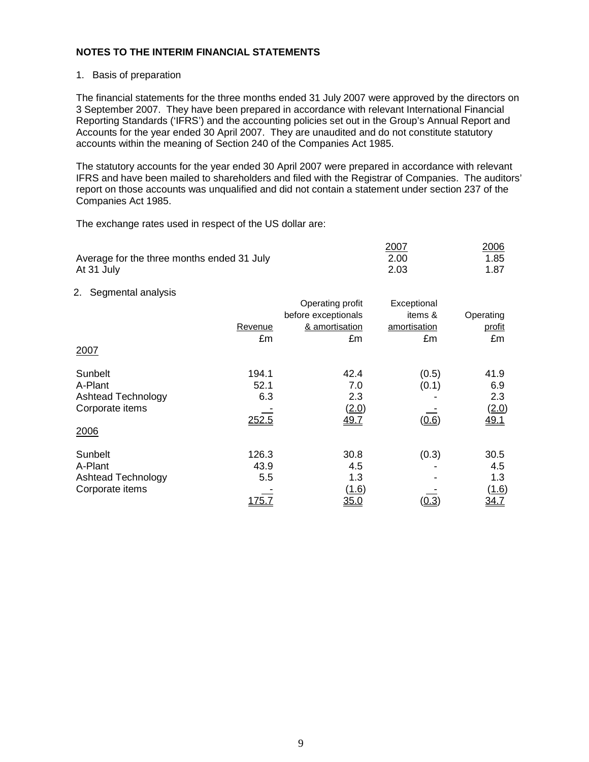**NOTES TO THE INTERIM FINANCIAL STATEMENTS**

1. Basis of preparation

The financial statements for the three months ended 31 July 2007 were approved by the directors on 3 September 2007. They have been prepared in accordance with relevant International Financial Reporting Standards ('IFRS') and the accounting policies set out in the Group's Annual Report and Accounts for the year ended 30 April 2007. They are unaudited and do not constitute statutory accounts within the meaning of Section 240 of the Companies Act 1985.

The statutory accounts for the year ended 30 April 2007 were prepared in accordance with relevant IFRS and have been mailed to shareholders and filed with the Registrar of Companies. The auditors' report on those accounts was unqualified and did not contain a statement under section 237 of the Companies Act 1985.

The exchange rates used in respect of the US dollar are:

| | 2007 | 2006 |
|---|---|---|
| Average for the three months ended 31 July | 2.00 | 1.85 |
| At 31 July | 2.03 | 1.87 |

2. Segmental analysis

| | Revenue £m | Operating profit before exceptionals & amortisation £m | Exceptional items & amortisation £m | Operating profit £m |
|---|---|---|---|---|
| 2007 | | | | |
| Sunbelt | 194.1 | 42.4 | (0.5) | 41.9 |
| A-Plant | 52.1 | 7.0 | (0.1) | 6.9 |
| Ashtead Technology | 6.3 | 2.3 | - | 2.3 |
| Corporate items | - | (2.0) | - | (2.0) |
| | 252.5 | 49.7 | (0.6) | 49.1 |
| 2006 | | | | |
| Sunbelt | 126.3 | 30.8 | (0.3) | 30.5 |
| A-Plant | 43.9 | 4.5 | - | 4.5 |
| Ashtead Technology | 5.5 | 1.3 | - | 1.3 |
| Corporate items | - | (1.6) | - | (1.6) |
| | 175.7 | 35.0 | (0.3) | 34.7 |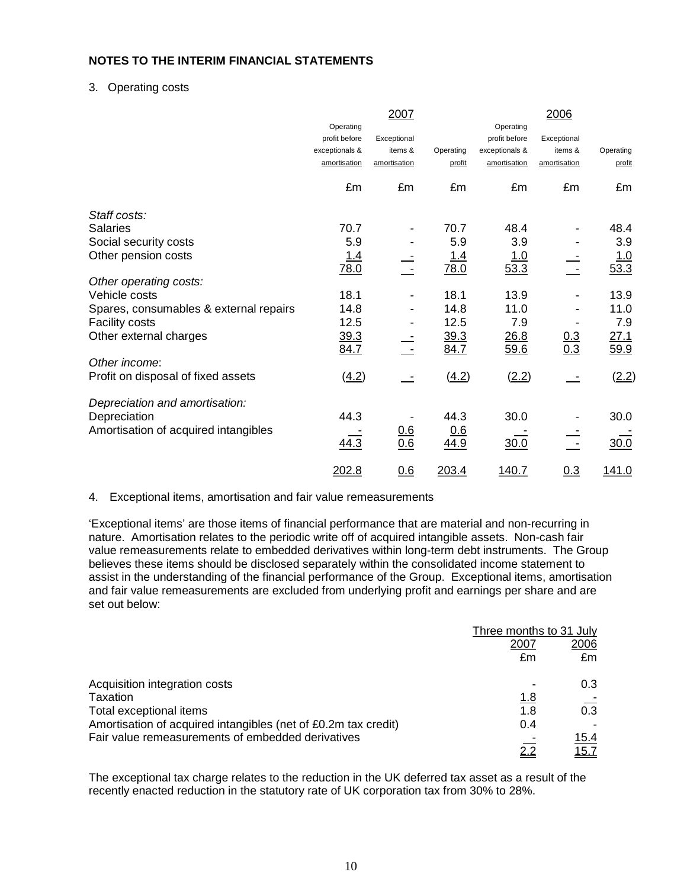**NOTES TO THE INTERIM FINANCIAL STATEMENTS**

3. Operating costs

| | 2007 | | | 2006 | | |
|---|---|---|---|---|---|---|
| | Operating profit before exceptionals & amortisation | Exceptional items & amortisation | Operating profit | Operating profit before exceptionals & amortisation | Exceptional items & amortisation | Operating profit |
| | £m | £m | £m | £m | £m | £m |
| *Staff costs:* | | | | | | |
| Salaries | 70.7 | - | 70.7 | 48.4 | - | 48.4 |
| Social security costs | 5.9 | - | 5.9 | 3.9 | - | 3.9 |
| Other pension costs | 1.4 | - | 1.4 | 1.0 | - | 1.0 |
| | 78.0 | - | 78.0 | 53.3 | - | 53.3 |
| *Other operating costs:* | | | | | | |
| Vehicle costs | 18.1 | - | 18.1 | 13.9 | - | 13.9 |
| Spares, consumables & external repairs | 14.8 | - | 14.8 | 11.0 | - | 11.0 |
| Facility costs | 12.5 | - | 12.5 | 7.9 | - | 7.9 |
| Other external charges | 39.3 | - | 39.3 | 26.8 | 0.3 | 27.1 |
| | 84.7 | - | 84.7 | 59.6 | 0.3 | 59.9 |
| *Other income*: | | | | | | |
| Profit on disposal of fixed assets | (4.2) | - | (4.2) | (2.2) | - | (2.2) |
| *Depreciation and amortisation:* | | | | | | |
| Depreciation | 44.3 | - | 44.3 | 30.0 | - | 30.0 |
| Amortisation of acquired intangibles | - | 0.6 | 0.6 | - | - | - |
| | 44.3 | 0.6 | 44.9 | 30.0 | - | 30.0 |
| | 202.8 | 0.6 | 203.4 | 140.7 | 0.3 | 141.0 |

4. Exceptional items, amortisation and fair value remeasurements

'Exceptional items' are those items of financial performance that are material and non-recurring in nature. Amortisation relates to the periodic write off of acquired intangible assets. Non-cash fair value remeasurements relate to embedded derivatives within long-term debt instruments. The Group believes these items should be disclosed separately within the consolidated income statement to assist in the understanding of the financial performance of the Group. Exceptional items, amortisation and fair value remeasurements are excluded from underlying profit and earnings per share and are set out below:

| | Three months to 31 July | |
|---|---|---|
| | 2007 | 2006 |
| | £m | £m |
| Acquisition integration costs | - | 0.3 |
| Taxation | 1.8 | - |
| Total exceptional items | 1.8 | 0.3 |
| Amortisation of acquired intangibles (net of £0.2m tax credit) | 0.4 | - |
| Fair value remeasurements of embedded derivatives | - | 15.4 |
| | 2.2 | 15.7 |

The exceptional tax charge relates to the reduction in the UK deferred tax asset as a result of the recently enacted reduction in the statutory rate of UK corporation tax from 30% to 28%.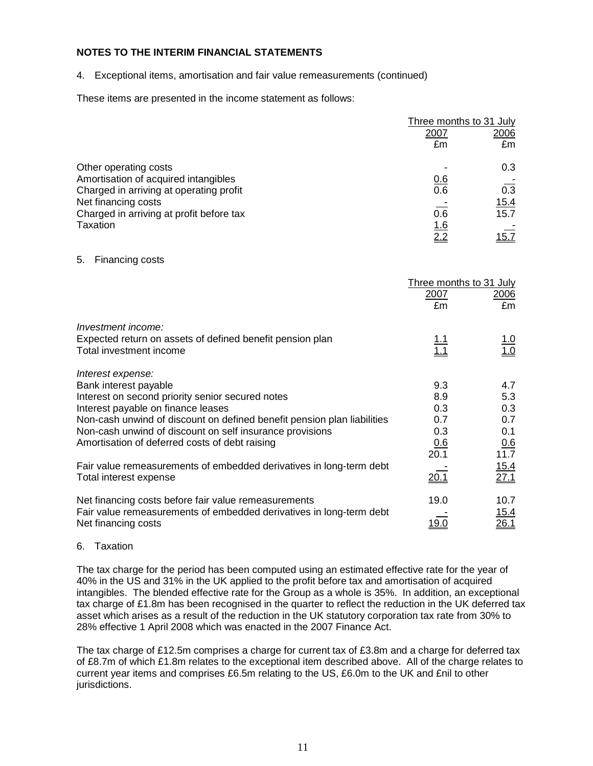## NOTES TO THE INTERIM FINANCIAL STATEMENTS

4. Exceptional items, amortisation and fair value remeasurements (continued)

These items are presented in the income statement as follows:

| | Three months to 31 July | |
|---|---|---|
| | 2007 | 2006 |
| | £m | £m |
| Other operating costs | - | 0.3 |
| Amortisation of acquired intangibles | 0.6 | - |
| Charged in arriving at operating profit | 0.6 | 0.3 |
| Net financing costs | - | 15.4 |
| Charged in arriving at profit before tax | 0.6 | 15.7 |
| Taxation | 1.6 | - |
| | 2.2 | 15.7 |

5. Financing costs

| | Three months to 31 July | |
|---|---|---|
| | 2007 | 2006 |
| | £m | £m |
| *Investment income:* | | |
| Expected return on assets of defined benefit pension plan | 1.1 | 1.0 |
| Total investment income | 1.1 | 1.0 |
| *Interest expense:* | | |
| Bank interest payable | 9.3 | 4.7 |
| Interest on second priority senior secured notes | 8.9 | 5.3 |
| Interest payable on finance leases | 0.3 | 0.3 |
| Non-cash unwind of discount on defined benefit pension plan liabilities | 0.7 | 0.7 |
| Non-cash unwind of discount on self insurance provisions | 0.3 | 0.1 |
| Amortisation of deferred costs of debt raising | 0.6 | 0.6 |
| | 20.1 | 11.7 |
| Fair value remeasurements of embedded derivatives in long-term debt | - | 15.4 |
| Total interest expense | 20.1 | 27.1 |
| Net financing costs before fair value remeasurements | 19.0 | 10.7 |
| Fair value remeasurements of embedded derivatives in long-term debt | - | 15.4 |
| Net financing costs | 19.0 | 26.1 |

6. Taxation

The tax charge for the period has been computed using an estimated effective rate for the year of 40% in the US and 31% in the UK applied to the profit before tax and amortisation of acquired intangibles. The blended effective rate for the Group as a whole is 35%. In addition, an exceptional tax charge of £1.8m has been recognised in the quarter to reflect the reduction in the UK deferred tax asset which arises as a result of the reduction in the UK statutory corporation tax rate from 30% to 28% effective 1 April 2008 which was enacted in the 2007 Finance Act.

The tax charge of £12.5m comprises a charge for current tax of £3.8m and a charge for deferred tax of £8.7m of which £1.8m relates to the exceptional item described above. All of the charge relates to current year items and comprises £6.5m relating to the US, £6.0m to the UK and £nil to other jurisdictions.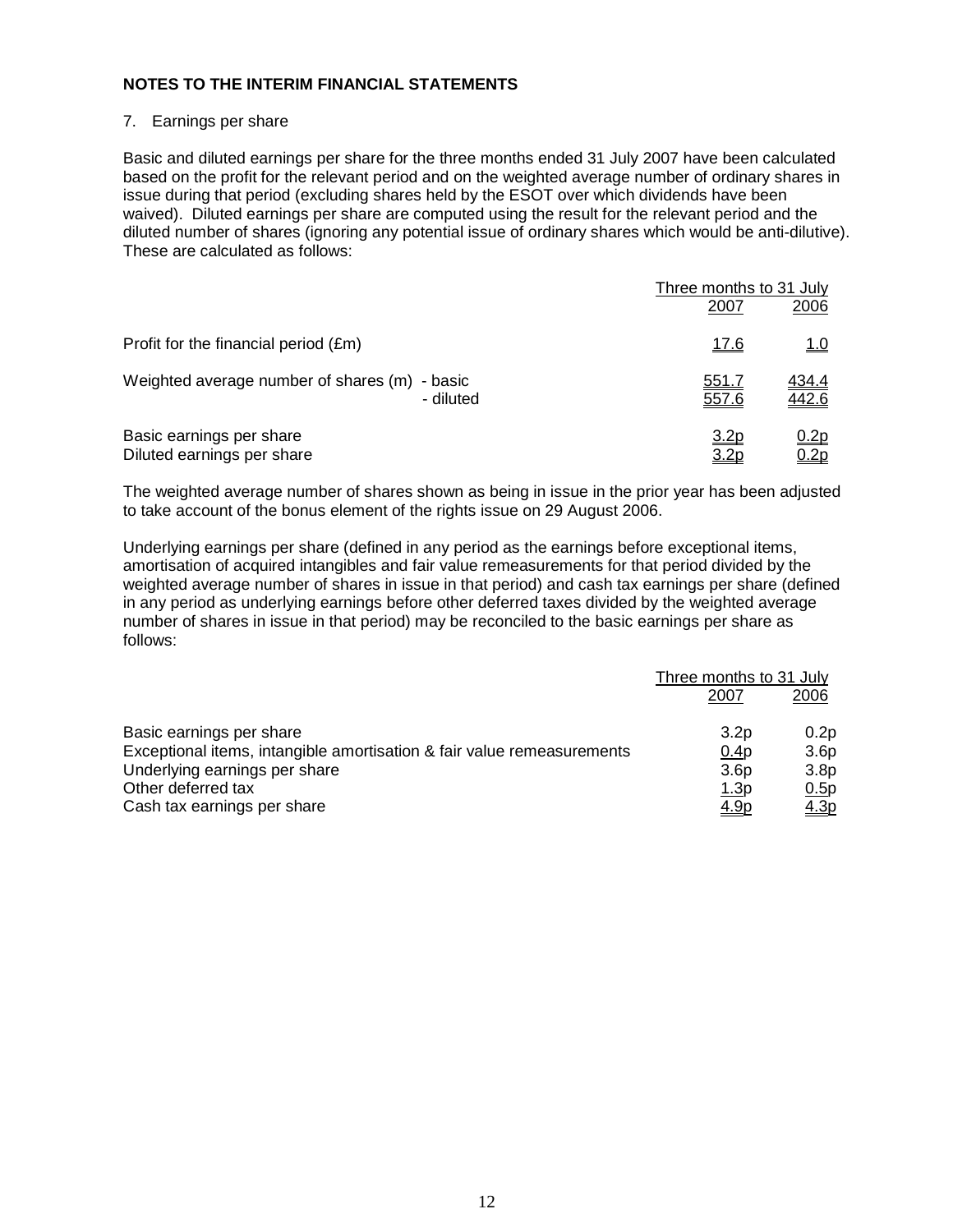**NOTES TO THE INTERIM FINANCIAL STATEMENTS**

7. Earnings per share

Basic and diluted earnings per share for the three months ended 31 July 2007 have been calculated based on the profit for the relevant period and on the weighted average number of ordinary shares in issue during that period (excluding shares held by the ESOT over which dividends have been waived). Diluted earnings per share are computed using the result for the relevant period and the diluted number of shares (ignoring any potential issue of ordinary shares which would be anti-dilutive). These are calculated as follows:

| | Three months to 31 July | |
|---|---|---|
| | 2007 | 2006 |
| Profit for the financial period (£m) | 17.6 | 1.0 |
| Weighted average number of shares (m) - basic | 551.7 | 434.4 |
| - diluted | 557.6 | 442.6 |
| Basic earnings per share | 3.2p | 0.2p |
| Diluted earnings per share | 3.2p | 0.2p |

The weighted average number of shares shown as being in issue in the prior year has been adjusted to take account of the bonus element of the rights issue on 29 August 2006.

Underlying earnings per share (defined in any period as the earnings before exceptional items, amortisation of acquired intangibles and fair value remeasurements for that period divided by the weighted average number of shares in issue in that period) and cash tax earnings per share (defined in any period as underlying earnings before other deferred taxes divided by the weighted average number of shares in issue in that period) may be reconciled to the basic earnings per share as follows:

| | Three months to 31 July | |
|---|---|---|
| | 2007 | 2006 |
| Basic earnings per share | 3.2p | 0.2p |
| Exceptional items, intangible amortisation & fair value remeasurements | 0.4p | 3.6p |
| Underlying earnings per share | 3.6p | 3.8p |
| Other deferred tax | 1.3p | 0.5p |
| Cash tax earnings per share | 4.9p | 4.3p |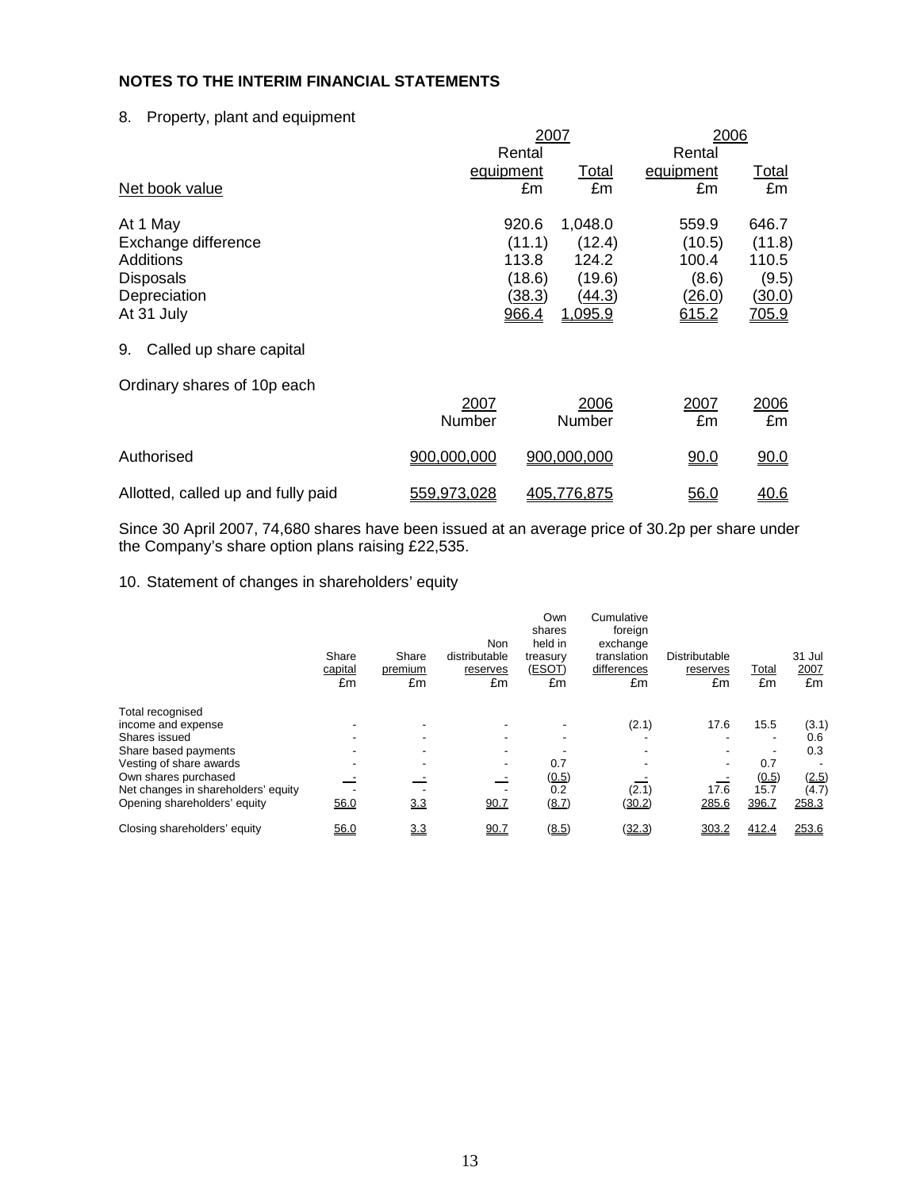## NOTES TO THE INTERIM FINANCIAL STATEMENTS

8. Property, plant and equipment

| Net book value | 2007 Rental equipment £m | 2007 Total £m | 2006 Rental equipment £m | 2006 Total £m |
|---|---|---|---|---|
| At 1 May | 920.6 | 1,048.0 | 559.9 | 646.7 |
| Exchange difference | (11.1) | (12.4) | (10.5) | (11.8) |
| Additions | 113.8 | 124.2 | 100.4 | 110.5 |
| Disposals | (18.6) | (19.6) | (8.6) | (9.5) |
| Depreciation | (38.3) | (44.3) | (26.0) | (30.0) |
| At 31 July | 966.4 | 1,095.9 | 615.2 | 705.9 |

9. Called up share capital

Ordinary shares of 10p each

| | 2007 Number | 2006 Number | 2007 £m | 2006 £m |
|---|---|---|---|---|
| Authorised | 900,000,000 | 900,000,000 | 90.0 | 90.0 |
| Allotted, called up and fully paid | 559,973,028 | 405,776,875 | 56.0 | 40.6 |

Since 30 April 2007, 74,680 shares have been issued at an average price of 30.2p per share under the Company's share option plans raising £22,535.

10. Statement of changes in shareholders' equity

| | Share capital £m | Share premium £m | Non distributable reserves £m | Own shares held in treasury (ESOT) £m | Cumulative foreign exchange translation differences £m | Distributable reserves £m | Total £m | 31 Jul 2007 £m |
|---|---|---|---|---|---|---|---|---|
| Total recognised income and expense | - | - | - | - | (2.1) | 17.6 | 15.5 | (3.1) |
| Shares issued | - | - | - | - | - | - | - | 0.6 |
| Share based payments | - | - | - | - | - | - | - | 0.3 |
| Vesting of share awards | - | - | - | 0.7 | - | - | 0.7 | - |
| Own shares purchased | - | - | - | (0.5) | - | - | (0.5) | (2.5) |
| Net changes in shareholders' equity | - | - | - | 0.2 | (2.1) | 17.6 | 15.7 | (4.7) |
| Opening shareholders' equity | 56.0 | 3.3 | 90.7 | (8.7) | (30.2) | 285.6 | 396.7 | 258.3 |
| Closing shareholders' equity | 56.0 | 3.3 | 90.7 | (8.5) | (32.3) | 303.2 | 412.4 | 253.6 |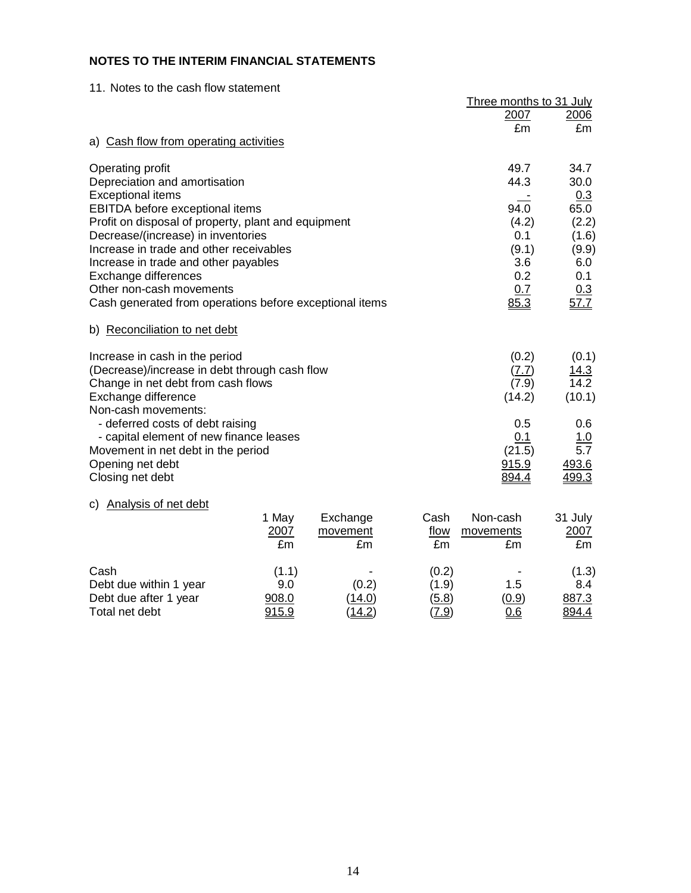**NOTES TO THE INTERIM FINANCIAL STATEMENTS**

11. Notes to the cash flow statement

| | Three months to 31 July | |
|---|---|---|
| | 2007 | 2006 |
| | £m | £m |
| **a) Cash flow from operating activities** | | |
| Operating profit | 49.7 | 34.7 |
| Depreciation and amortisation | 44.3 | 30.0 |
| Exceptional items | - | 0.3 |
| EBITDA before exceptional items | 94.0 | 65.0 |
| Profit on disposal of property, plant and equipment | (4.2) | (2.2) |
| Decrease/(increase) in inventories | 0.1 | (1.6) |
| Increase in trade and other receivables | (9.1) | (9.9) |
| Increase in trade and other payables | 3.6 | 6.0 |
| Exchange differences | 0.2 | 0.1 |
| Other non-cash movements | 0.7 | 0.3 |
| Cash generated from operations before exceptional items | 85.3 | 57.7 |
| **b) Reconciliation to net debt** | | |
| Increase in cash in the period | (0.2) | (0.1) |
| (Decrease)/increase in debt through cash flow | (7.7) | 14.3 |
| Change in net debt from cash flows | (7.9) | 14.2 |
| Exchange difference | (14.2) | (10.1) |
| Non-cash movements: | | |
| - deferred costs of debt raising | 0.5 | 0.6 |
| - capital element of new finance leases | 0.1 | 1.0 |
| Movement in net debt in the period | (21.5) | 5.7 |
| Opening net debt | 915.9 | 493.6 |
| Closing net debt | 894.4 | 499.3 |

c) Analysis of net debt

| | 1 May 2007 | Exchange movement | Cash flow | Non-cash movements | 31 July 2007 |
|---|---|---|---|---|---|
| | £m | £m | £m | £m | £m |
| Cash | (1.1) | - | (0.2) | - | (1.3) |
| Debt due within 1 year | 9.0 | (0.2) | (1.9) | 1.5 | 8.4 |
| Debt due after 1 year | 908.0 | (14.0) | (5.8) | (0.9) | 887.3 |
| Total net debt | 915.9 | (14.2) | (7.9) | 0.6 | 894.4 |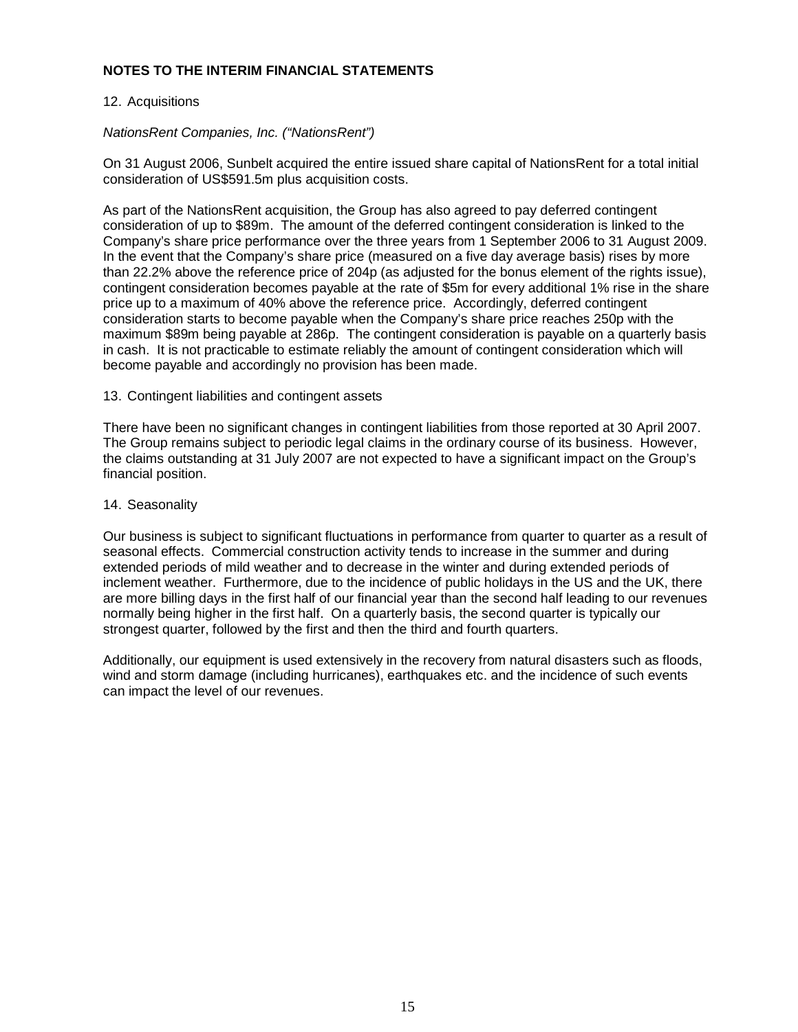## NOTES TO THE INTERIM FINANCIAL STATEMENTS

12. Acquisitions

*NationsRent Companies, Inc. ("NationsRent")*

On 31 August 2006, Sunbelt acquired the entire issued share capital of NationsRent for a total initial consideration of US$591.5m plus acquisition costs.

As part of the NationsRent acquisition, the Group has also agreed to pay deferred contingent consideration of up to $89m. The amount of the deferred contingent consideration is linked to the Company's share price performance over the three years from 1 September 2006 to 31 August 2009. In the event that the Company's share price (measured on a five day average basis) rises by more than 22.2% above the reference price of 204p (as adjusted for the bonus element of the rights issue), contingent consideration becomes payable at the rate of $5m for every additional 1% rise in the share price up to a maximum of 40% above the reference price. Accordingly, deferred contingent consideration starts to become payable when the Company's share price reaches 250p with the maximum $89m being payable at 286p. The contingent consideration is payable on a quarterly basis in cash. It is not practicable to estimate reliably the amount of contingent consideration which will become payable and accordingly no provision has been made.

13. Contingent liabilities and contingent assets

There have been no significant changes in contingent liabilities from those reported at 30 April 2007. The Group remains subject to periodic legal claims in the ordinary course of its business. However, the claims outstanding at 31 July 2007 are not expected to have a significant impact on the Group's financial position.

14. Seasonality

Our business is subject to significant fluctuations in performance from quarter to quarter as a result of seasonal effects. Commercial construction activity tends to increase in the summer and during extended periods of mild weather and to decrease in the winter and during extended periods of inclement weather. Furthermore, due to the incidence of public holidays in the US and the UK, there are more billing days in the first half of our financial year than the second half leading to our revenues normally being higher in the first half. On a quarterly basis, the second quarter is typically our strongest quarter, followed by the first and then the third and fourth quarters.

Additionally, our equipment is used extensively in the recovery from natural disasters such as floods, wind and storm damage (including hurricanes), earthquakes etc. and the incidence of such events can impact the level of our revenues.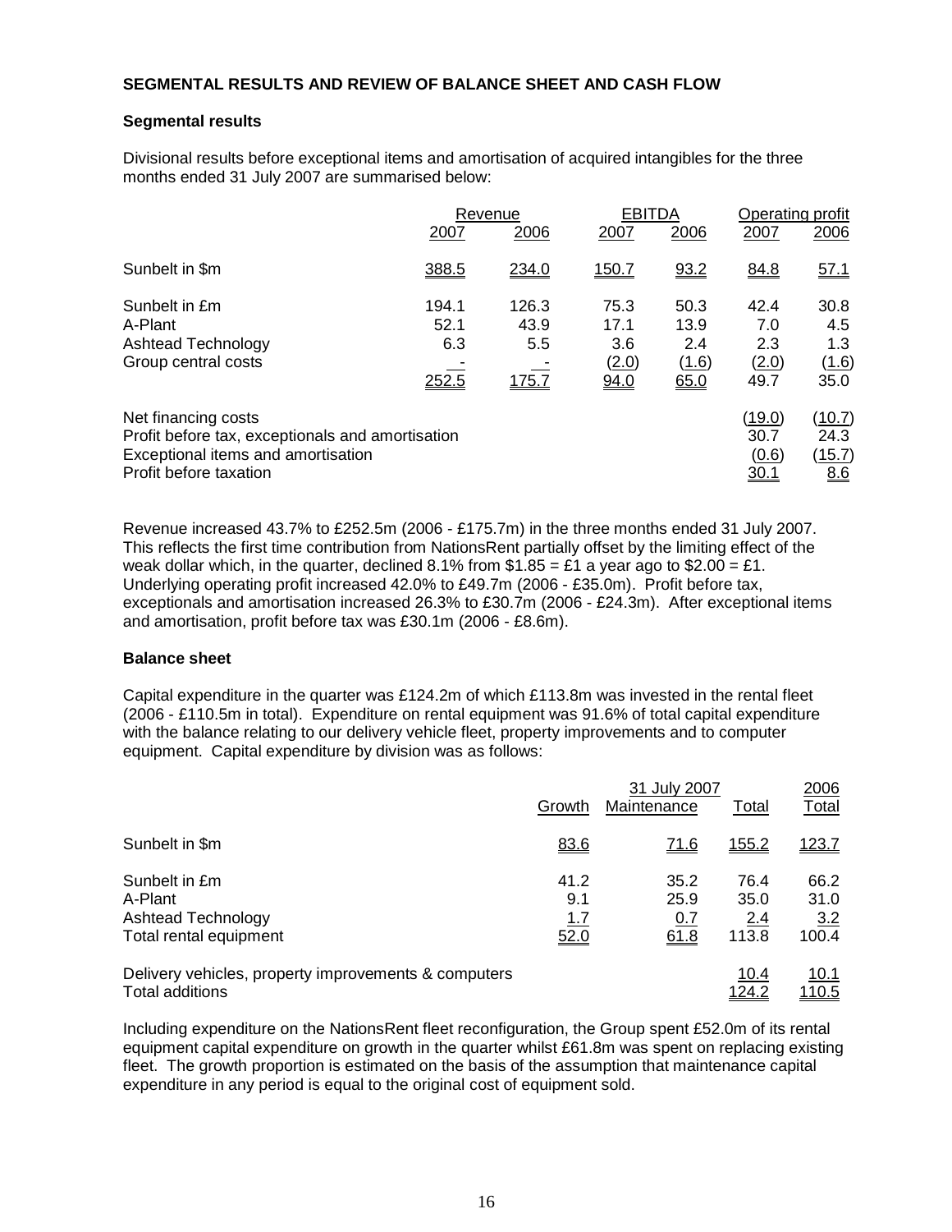**SEGMENTAL RESULTS AND REVIEW OF BALANCE SHEET AND CASH FLOW**

**Segmental results**

Divisional results before exceptional items and amortisation of acquired intangibles for the three months ended 31 July 2007 are summarised below:

| | Revenue | | EBITDA | | Operating profit | |
|---|---|---|---|---|---|---|
| | 2007 | 2006 | 2007 | 2006 | 2007 | 2006 |
| Sunbelt in $m | 388.5 | 234.0 | 150.7 | 93.2 | 84.8 | 57.1 |
| Sunbelt in £m | 194.1 | 126.3 | 75.3 | 50.3 | 42.4 | 30.8 |
| A-Plant | 52.1 | 43.9 | 17.1 | 13.9 | 7.0 | 4.5 |
| Ashtead Technology | 6.3 | 5.5 | 3.6 | 2.4 | 2.3 | 1.3 |
| Group central costs | - | - | (2.0) | (1.6) | (2.0) | (1.6) |
| | 252.5 | 175.7 | 94.0 | 65.0 | 49.7 | 35.0 |
| Net financing costs | | | | | (19.0) | (10.7) |
| Profit before tax, exceptionals and amortisation | | | | | 30.7 | 24.3 |
| Exceptional items and amortisation | | | | | (0.6) | (15.7) |
| Profit before taxation | | | | | 30.1 | 8.6 |

Revenue increased 43.7% to £252.5m (2006 - £175.7m) in the three months ended 31 July 2007. This reflects the first time contribution from NationsRent partially offset by the limiting effect of the weak dollar which, in the quarter, declined 8.1% from $1.85 = £1 a year ago to $2.00 = £1. Underlying operating profit increased 42.0% to £49.7m (2006 - £35.0m). Profit before tax, exceptionals and amortisation increased 26.3% to £30.7m (2006 - £24.3m). After exceptional items and amortisation, profit before tax was £30.1m (2006 - £8.6m).

**Balance sheet**

Capital expenditure in the quarter was £124.2m of which £113.8m was invested in the rental fleet (2006 - £110.5m in total). Expenditure on rental equipment was 91.6% of total capital expenditure with the balance relating to our delivery vehicle fleet, property improvements and to computer equipment. Capital expenditure by division was as follows:

| | 31 July 2007 | | | 2006 |
|---|---|---|---|---|
| | Growth | Maintenance | Total | Total |
| Sunbelt in $m | 83.6 | 71.6 | 155.2 | 123.7 |
| Sunbelt in £m | 41.2 | 35.2 | 76.4 | 66.2 |
| A-Plant | 9.1 | 25.9 | 35.0 | 31.0 |
| Ashtead Technology | 1.7 | 0.7 | 2.4 | 3.2 |
| Total rental equipment | 52.0 | 61.8 | 113.8 | 100.4 |
| Delivery vehicles, property improvements & computers | | | 10.4 | 10.1 |
| Total additions | | | 124.2 | 110.5 |

Including expenditure on the NationsRent fleet reconfiguration, the Group spent £52.0m of its rental equipment capital expenditure on growth in the quarter whilst £61.8m was spent on replacing existing fleet. The growth proportion is estimated on the basis of the assumption that maintenance capital expenditure in any period is equal to the original cost of equipment sold.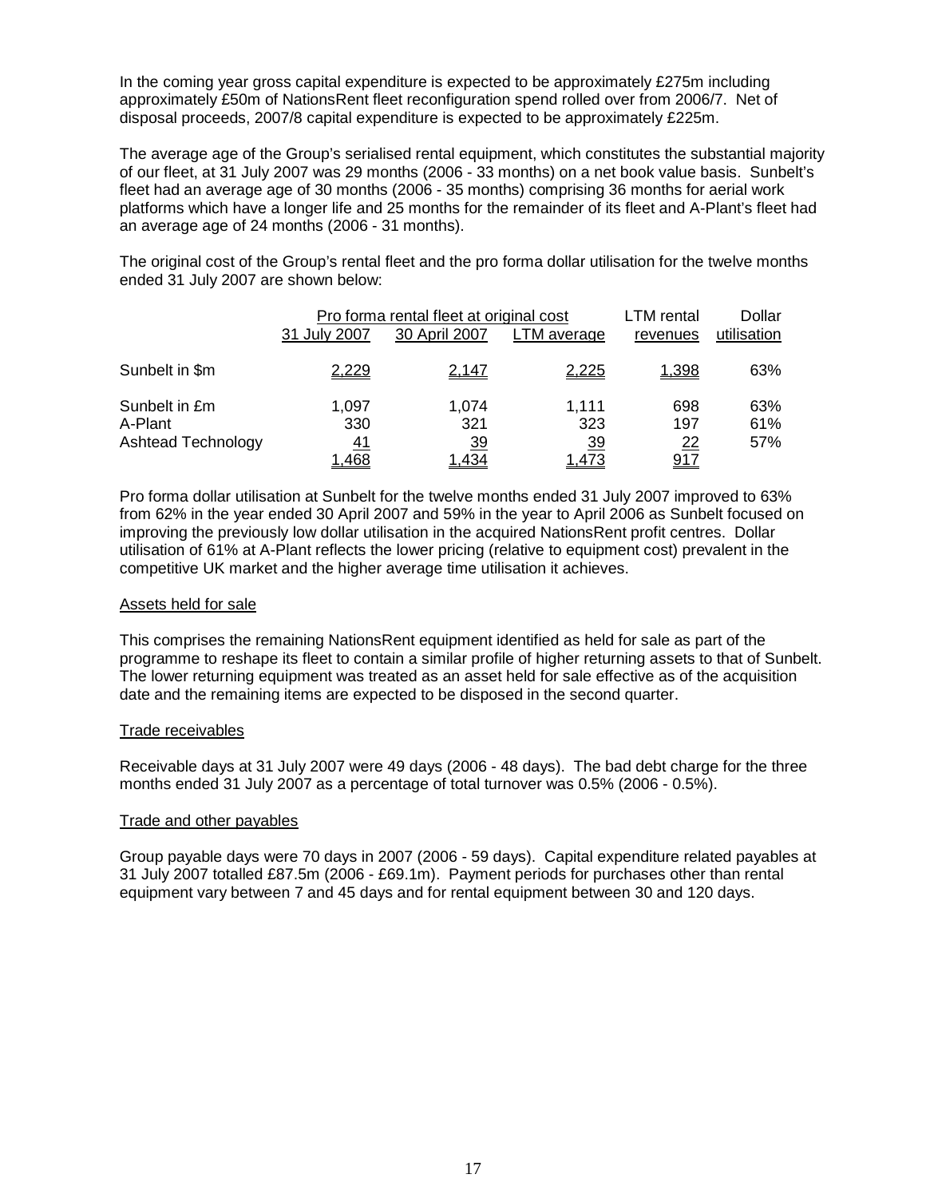In the coming year gross capital expenditure is expected to be approximately £275m including approximately £50m of NationsRent fleet reconfiguration spend rolled over from 2006/7. Net of disposal proceeds, 2007/8 capital expenditure is expected to be approximately £225m.

The average age of the Group's serialised rental equipment, which constitutes the substantial majority of our fleet, at 31 July 2007 was 29 months (2006 - 33 months) on a net book value basis. Sunbelt's fleet had an average age of 30 months (2006 - 35 months) comprising 36 months for aerial work platforms which have a longer life and 25 months for the remainder of its fleet and A-Plant's fleet had an average age of 24 months (2006 - 31 months).

The original cost of the Group's rental fleet and the pro forma dollar utilisation for the twelve months ended 31 July 2007 are shown below:

| | Pro forma rental fleet at original cost | | | LTM rental | Dollar |
|---|---|---|---|---|---|
| | 31 July 2007 | 30 April 2007 | LTM average | revenues | utilisation |
| Sunbelt in $m | 2,229 | 2,147 | 2,225 | 1,398 | 63% |
| Sunbelt in £m | 1,097 | 1,074 | 1,111 | 698 | 63% |
| A-Plant | 330 | 321 | 323 | 197 | 61% |
| Ashtead Technology | 41 | 39 | 39 | 22 | 57% |
| | 1,468 | 1,434 | 1,473 | 917 | |

Pro forma dollar utilisation at Sunbelt for the twelve months ended 31 July 2007 improved to 63% from 62% in the year ended 30 April 2007 and 59% in the year to April 2006 as Sunbelt focused on improving the previously low dollar utilisation in the acquired NationsRent profit centres. Dollar utilisation of 61% at A-Plant reflects the lower pricing (relative to equipment cost) prevalent in the competitive UK market and the higher average time utilisation it achieves.

## Assets held for sale

This comprises the remaining NationsRent equipment identified as held for sale as part of the programme to reshape its fleet to contain a similar profile of higher returning assets to that of Sunbelt. The lower returning equipment was treated as an asset held for sale effective as of the acquisition date and the remaining items are expected to be disposed in the second quarter.

## Trade receivables

Receivable days at 31 July 2007 were 49 days (2006 - 48 days). The bad debt charge for the three months ended 31 July 2007 as a percentage of total turnover was 0.5% (2006 - 0.5%).

## Trade and other payables

Group payable days were 70 days in 2007 (2006 - 59 days). Capital expenditure related payables at 31 July 2007 totalled £87.5m (2006 - £69.1m). Payment periods for purchases other than rental equipment vary between 7 and 45 days and for rental equipment between 30 and 120 days.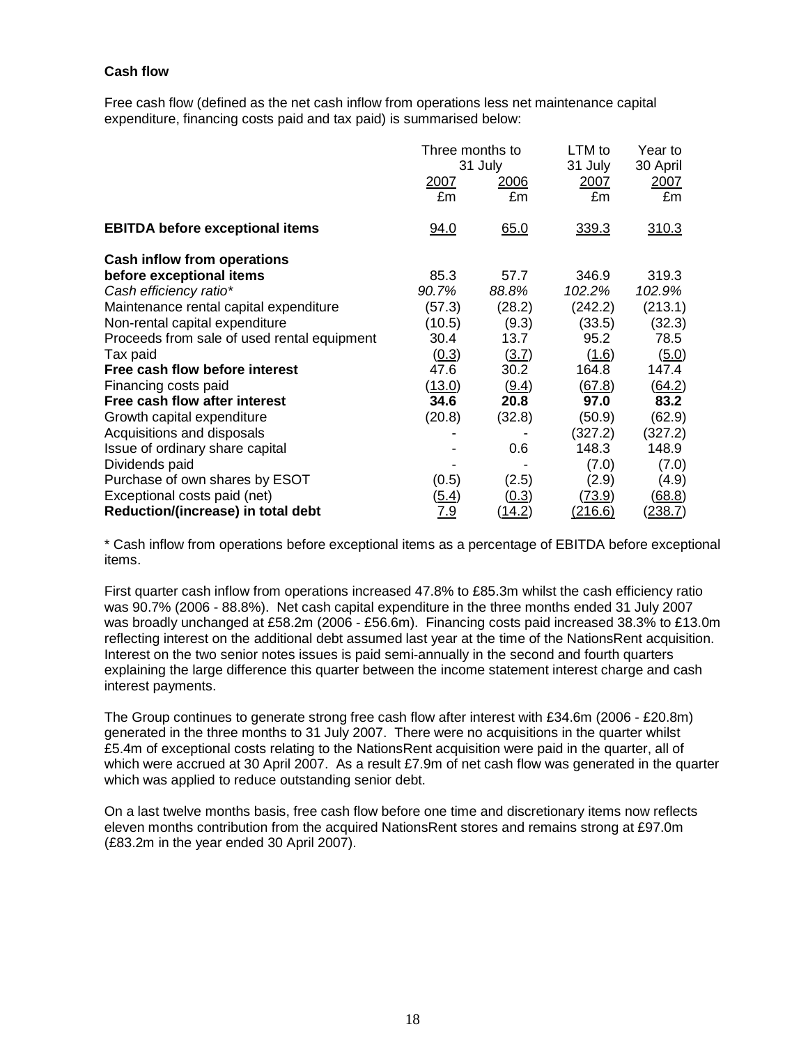**Cash flow**

Free cash flow (defined as the net cash inflow from operations less net maintenance capital expenditure, financing costs paid and tax paid) is summarised below:

| | Three months to 31 July 2007 £m | Three months to 31 July 2006 £m | LTM to 31 July 2007 £m | Year to 30 April 2007 £m |
|---|---|---|---|---|
| **EBITDA before exceptional items** | 94.0 | 65.0 | 339.3 | 310.3 |
| **Cash inflow from operations before exceptional items** | 85.3 | 57.7 | 346.9 | 319.3 |
| *Cash efficiency ratio** | *90.7%* | *88.8%* | *102.2%* | *102.9%* |
| Maintenance rental capital expenditure | (57.3) | (28.2) | (242.2) | (213.1) |
| Non-rental capital expenditure | (10.5) | (9.3) | (33.5) | (32.3) |
| Proceeds from sale of used rental equipment | 30.4 | 13.7 | 95.2 | 78.5 |
| Tax paid | (0.3) | (3.7) | (1.6) | (5.0) |
| **Free cash flow before interest** | 47.6 | 30.2 | 164.8 | 147.4 |
| Financing costs paid | (13.0) | (9.4) | (67.8) | (64.2) |
| **Free cash flow after interest** | **34.6** | **20.8** | **97.0** | **83.2** |
| Growth capital expenditure | (20.8) | (32.8) | (50.9) | (62.9) |
| Acquisitions and disposals | - | - | (327.2) | (327.2) |
| Issue of ordinary share capital | - | 0.6 | 148.3 | 148.9 |
| Dividends paid | - | - | (7.0) | (7.0) |
| Purchase of own shares by ESOT | (0.5) | (2.5) | (2.9) | (4.9) |
| Exceptional costs paid (net) | (5.4) | (0.3) | (73.9) | (68.8) |
| **Reduction/(increase) in total debt** | 7.9 | (14.2) | (216.6) | (238.7) |

* Cash inflow from operations before exceptional items as a percentage of EBITDA before exceptional items.

First quarter cash inflow from operations increased 47.8% to £85.3m whilst the cash efficiency ratio was 90.7% (2006 - 88.8%). Net cash capital expenditure in the three months ended 31 July 2007 was broadly unchanged at £58.2m (2006 - £56.6m). Financing costs paid increased 38.3% to £13.0m reflecting interest on the additional debt assumed last year at the time of the NationsRent acquisition. Interest on the two senior notes issues is paid semi-annually in the second and fourth quarters explaining the large difference this quarter between the income statement interest charge and cash interest payments.

The Group continues to generate strong free cash flow after interest with £34.6m (2006 - £20.8m) generated in the three months to 31 July 2007. There were no acquisitions in the quarter whilst £5.4m of exceptional costs relating to the NationsRent acquisition were paid in the quarter, all of which were accrued at 30 April 2007. As a result £7.9m of net cash flow was generated in the quarter which was applied to reduce outstanding senior debt.

On a last twelve months basis, free cash flow before one time and discretionary items now reflects eleven months contribution from the acquired NationsRent stores and remains strong at £97.0m (£83.2m in the year ended 30 April 2007).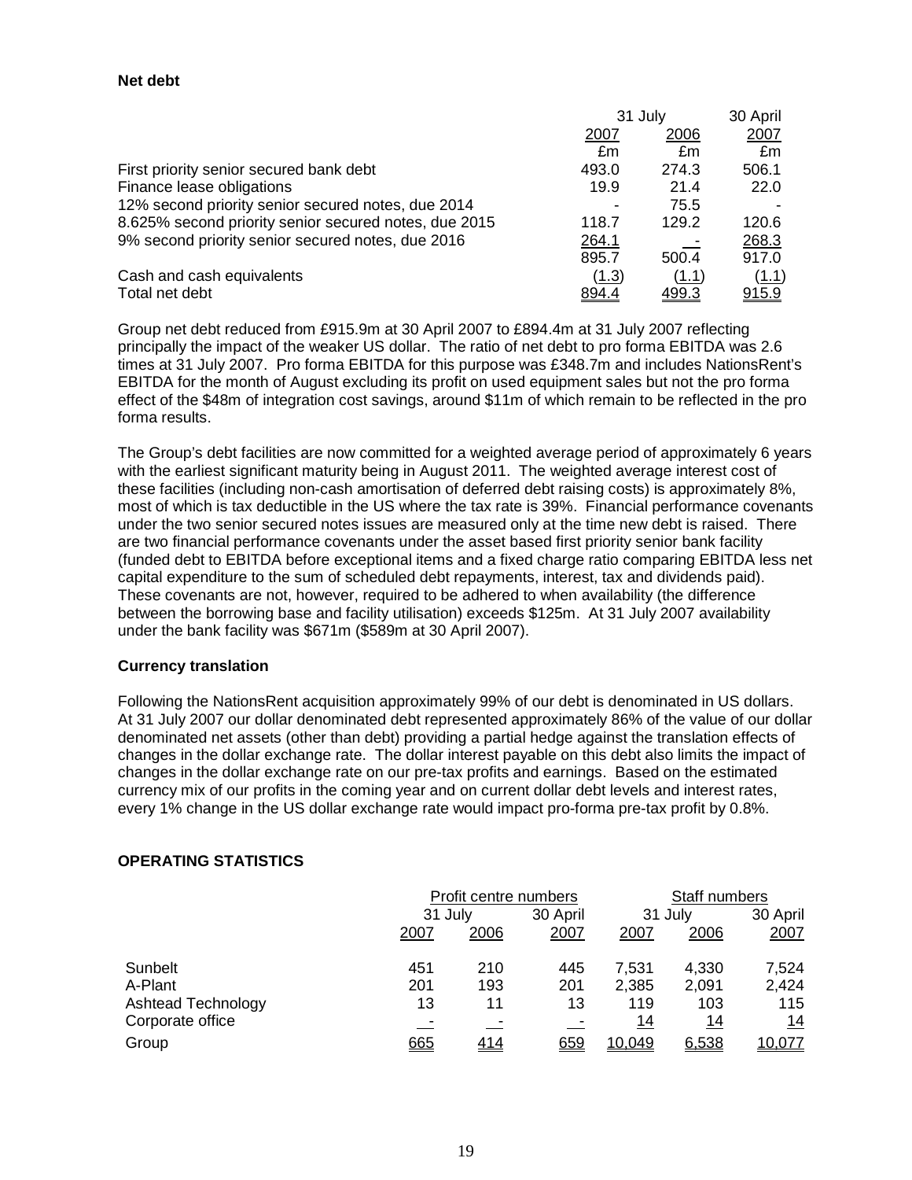**Net debt**

| | 31 July | | 30 April |
|---|---|---|---|
| | 2007 | 2006 | 2007 |
| | £m | £m | £m |
| First priority senior secured bank debt | 493.0 | 274.3 | 506.1 |
| Finance lease obligations | 19.9 | 21.4 | 22.0 |
| 12% second priority senior secured notes, due 2014 | - | 75.5 | - |
| 8.625% second priority senior secured notes, due 2015 | 118.7 | 129.2 | 120.6 |
| 9% second priority senior secured notes, due 2016 | 264.1 | - | 268.3 |
| | 895.7 | 500.4 | 917.0 |
| Cash and cash equivalents | (1.3) | (1.1) | (1.1) |
| Total net debt | 894.4 | 499.3 | 915.9 |

Group net debt reduced from £915.9m at 30 April 2007 to £894.4m at 31 July 2007 reflecting principally the impact of the weaker US dollar. The ratio of net debt to pro forma EBITDA was 2.6 times at 31 July 2007. Pro forma EBITDA for this purpose was £348.7m and includes NationsRent's EBITDA for the month of August excluding its profit on used equipment sales but not the pro forma effect of the $48m of integration cost savings, around $11m of which remain to be reflected in the pro forma results.

The Group's debt facilities are now committed for a weighted average period of approximately 6 years with the earliest significant maturity being in August 2011. The weighted average interest cost of these facilities (including non-cash amortisation of deferred debt raising costs) is approximately 8%, most of which is tax deductible in the US where the tax rate is 39%. Financial performance covenants under the two senior secured notes issues are measured only at the time new debt is raised. There are two financial performance covenants under the asset based first priority senior bank facility (funded debt to EBITDA before exceptional items and a fixed charge ratio comparing EBITDA less net capital expenditure to the sum of scheduled debt repayments, interest, tax and dividends paid). These covenants are not, however, required to be adhered to when availability (the difference between the borrowing base and facility utilisation) exceeds $125m. At 31 July 2007 availability under the bank facility was $671m ($589m at 30 April 2007).

**Currency translation**

Following the NationsRent acquisition approximately 99% of our debt is denominated in US dollars. At 31 July 2007 our dollar denominated debt represented approximately 86% of the value of our dollar denominated net assets (other than debt) providing a partial hedge against the translation effects of changes in the dollar exchange rate. The dollar interest payable on this debt also limits the impact of changes in the dollar exchange rate on our pre-tax profits and earnings. Based on the estimated currency mix of our profits in the coming year and on current dollar debt levels and interest rates, every 1% change in the US dollar exchange rate would impact pro-forma pre-tax profit by 0.8%.

**OPERATING STATISTICS**

| | Profit centre numbers | | | Staff numbers | | |
|---|---|---|---|---|---|---|
| | 31 July | | 30 April | 31 July | | 30 April |
| | 2007 | 2006 | 2007 | 2007 | 2006 | 2007 |
| Sunbelt | 451 | 210 | 445 | 7,531 | 4,330 | 7,524 |
| A-Plant | 201 | 193 | 201 | 2,385 | 2,091 | 2,424 |
| Ashtead Technology | 13 | 11 | 13 | 119 | 103 | 115 |
| Corporate office | - | - | - | 14 | 14 | 14 |
| Group | 665 | 414 | 659 | 10,049 | 6,538 | 10,077 |